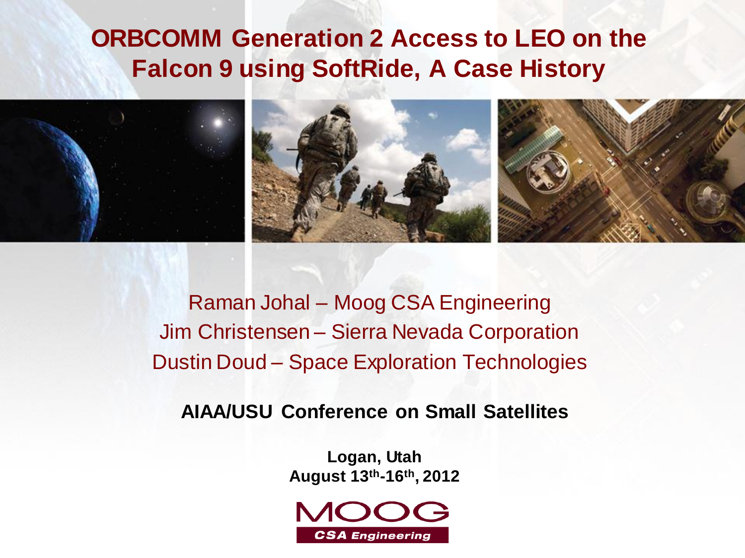# ORBCOMM Generation 2 Access to LEO on the Falcon 9 using SoftRide, A Case History

Raman Johal – Moog CSA Engineering

Jim Christensen – Sierra Nevada Corporation

Dustin Doud – Space Exploration Technologies

**AIAA/USU Conference on Small Satellites**

**Logan, Utah**

**August 13th-16th, 2012**

MOOG

CSA Engineering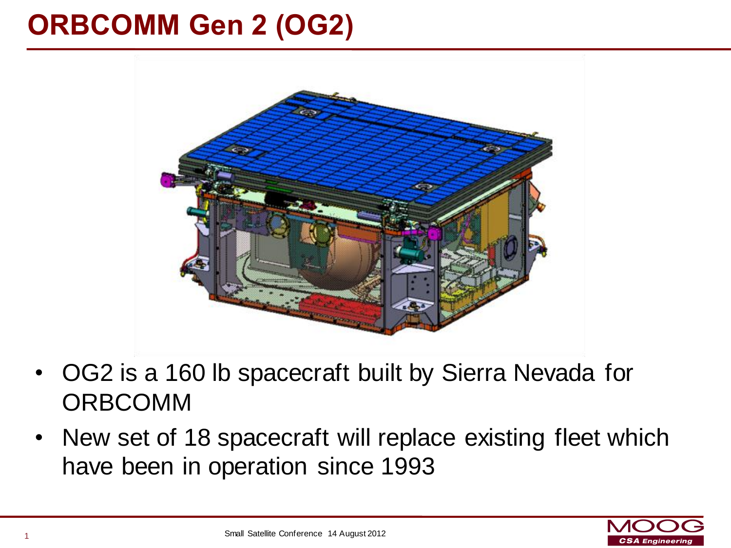# ORBCOMM Gen 2 (OG2)

- OG2 is a 160 lb spacecraft built by Sierra Nevada for ORBCOMM
- New set of 18 spacecraft will replace existing fleet which have been in operation since 1993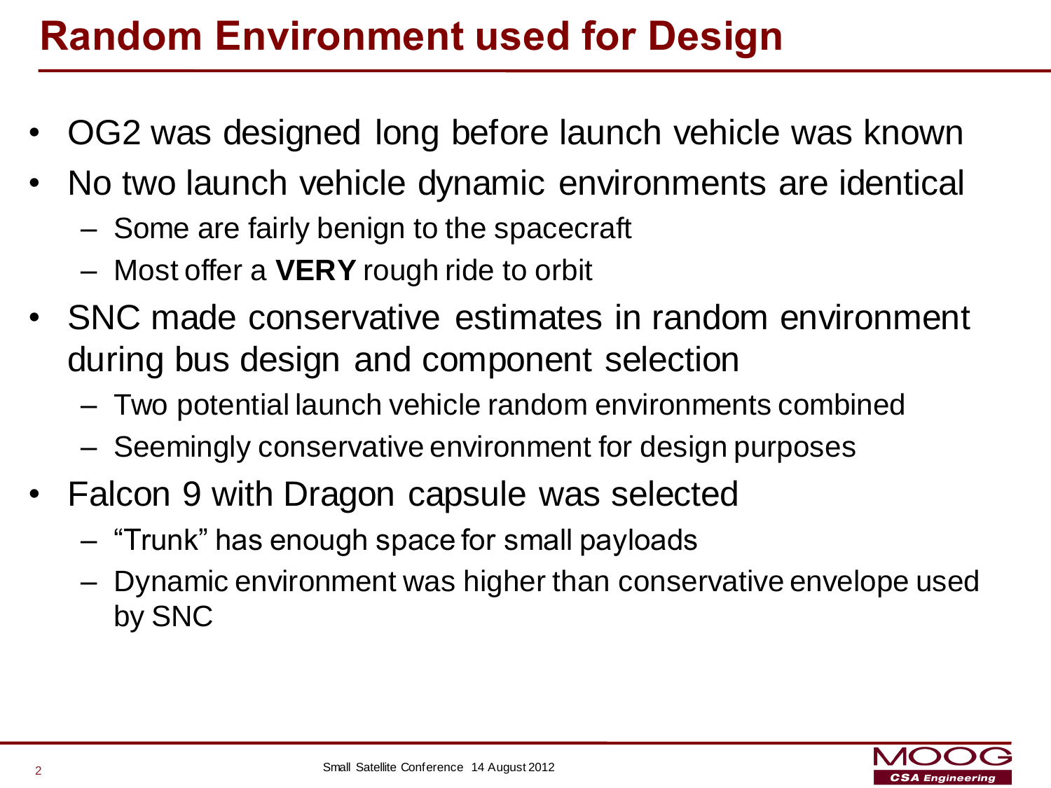# Random Environment used for Design

- OG2 was designed long before launch vehicle was known
- No two launch vehicle dynamic environments are identical
  - Some are fairly benign to the spacecraft
  - Most offer a **VERY** rough ride to orbit
- SNC made conservative estimates in random environment during bus design and component selection
  - Two potential launch vehicle random environments combined
  - Seemingly conservative environment for design purposes
- Falcon 9 with Dragon capsule was selected
  - "Trunk" has enough space for small payloads
  - Dynamic environment was higher than conservative envelope used by SNC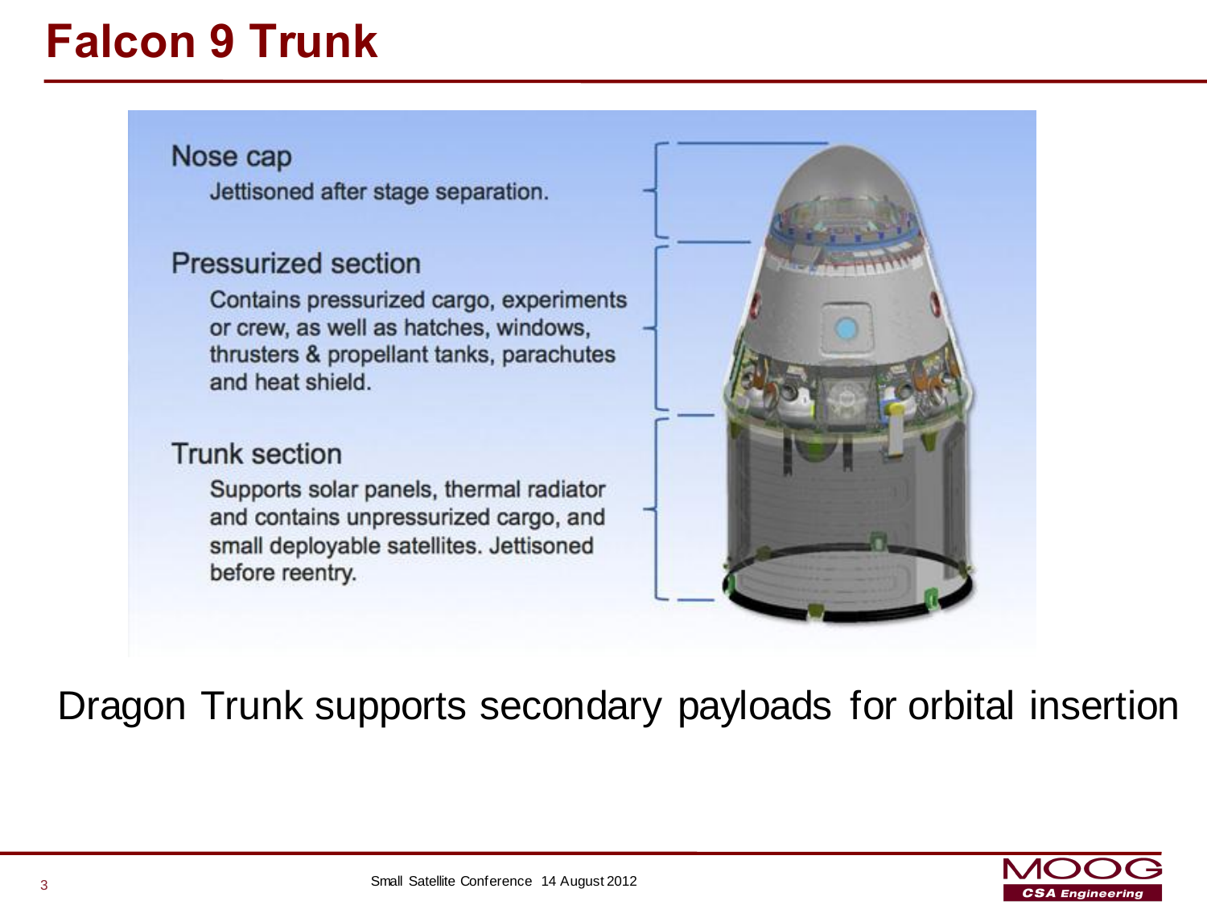# Falcon 9 Trunk

**Nose cap**

Jettisoned after stage separation.

**Pressurized section**

Contains pressurized cargo, experiments or crew, as well as hatches, windows, thrusters & propellant tanks, parachutes and heat shield.

**Trunk section**

Supports solar panels, thermal radiator and contains unpressurized cargo, and small deployable satellites. Jettisoned before reentry.

Dragon Trunk supports secondary payloads for orbital insertion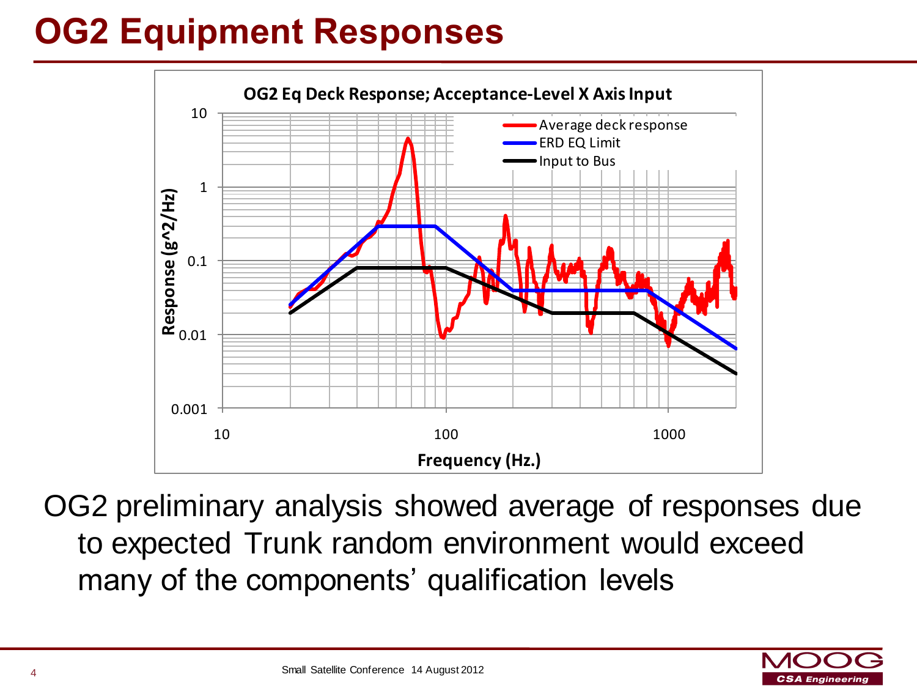# OG2 Equipment Responses

OG2 Eq Deck Response; Acceptance-Level X Axis Input

OG2 preliminary analysis showed average of responses due to expected Trunk random environment would exceed many of the components' qualification levels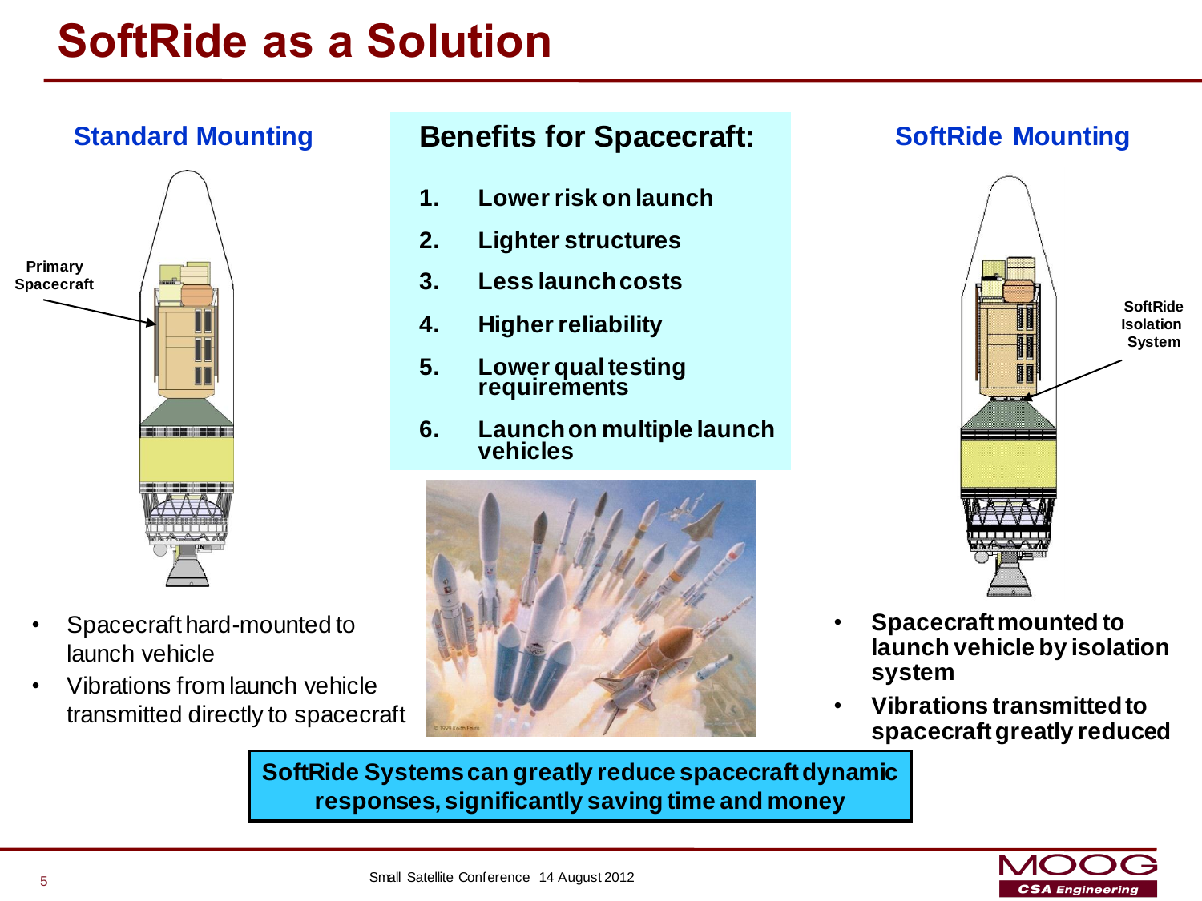# SoftRide as a Solution

### Standard Mounting

Primary Spacecraft

- Spacecraft hard-mounted to launch vehicle
- Vibrations from launch vehicle transmitted directly to spacecraft

### Benefits for Spacecraft:

1. **Lower risk on launch**
2. **Lighter structures**
3. **Less launch costs**
4. **Higher reliability**
5. **Lower qual testing requirements**
6. **Launch on multiple launch vehicles**

### SoftRide Mounting

SoftRide Isolation System

- **Spacecraft mounted to launch vehicle by isolation system**
- **Vibrations transmitted to spacecraft greatly reduced**

**SoftRide Systems can greatly reduce spacecraft dynamic responses, significantly saving time and money**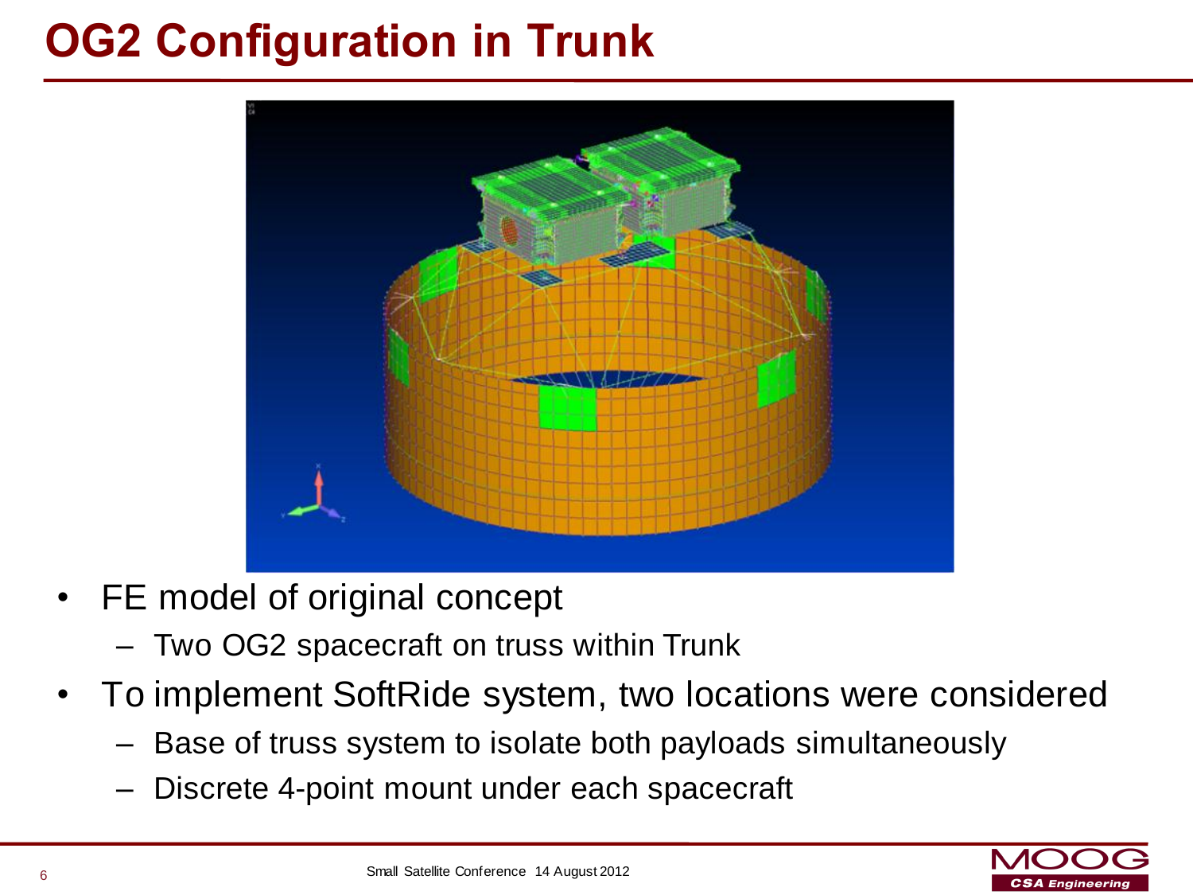# OG2 Configuration in Trunk

- FE model of original concept
  - Two OG2 spacecraft on truss within Trunk
- To implement SoftRide system, two locations were considered
  - Base of truss system to isolate both payloads simultaneously
  - Discrete 4-point mount under each spacecraft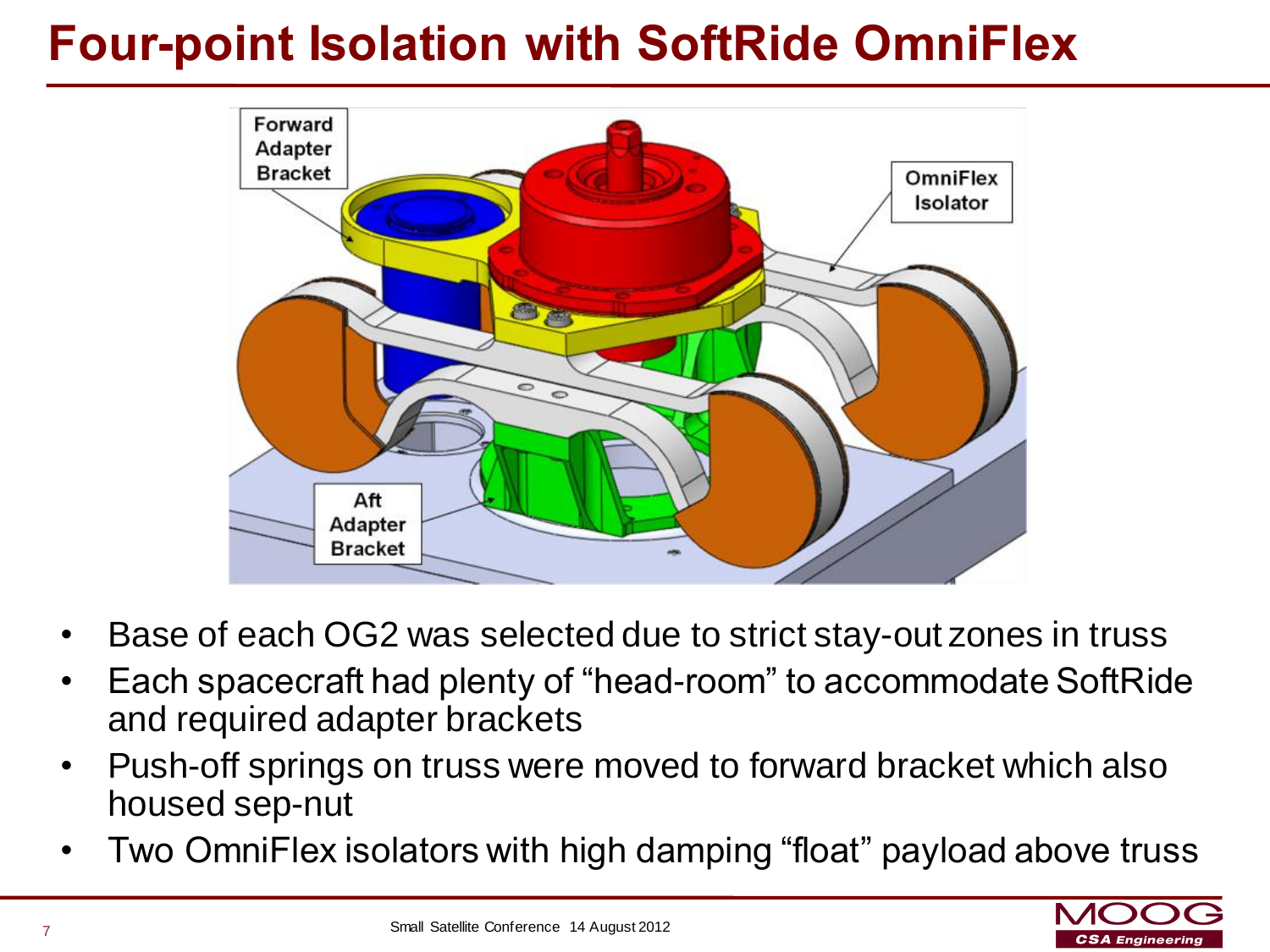# Four-point Isolation with SoftRide OmniFlex

- Base of each OG2 was selected due to strict stay-out zones in truss
- Each spacecraft had plenty of “head-room” to accommodate SoftRide and required adapter brackets
- Push-off springs on truss were moved to forward bracket which also housed sep-nut
- Two OmniFlex isolators with high damping “float” payload above truss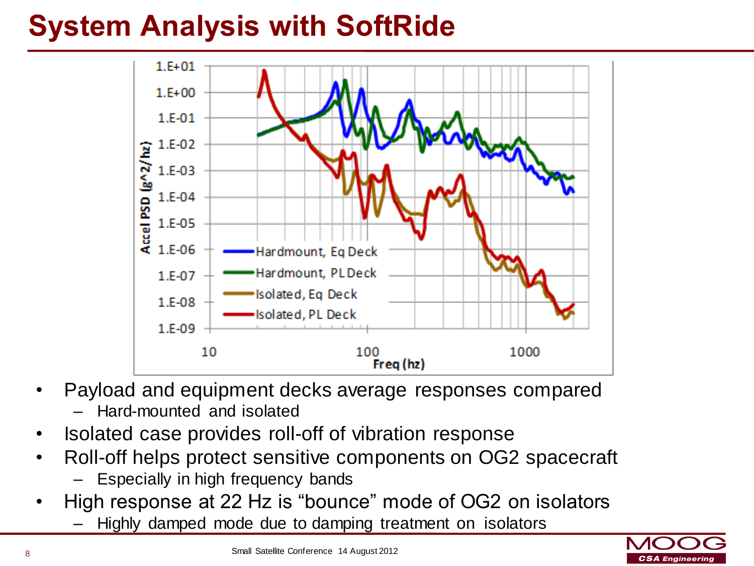# System Analysis with SoftRide

- Payload and equipment decks average responses compared
  - Hard-mounted and isolated
- Isolated case provides roll-off of vibration response
- Roll-off helps protect sensitive components on OG2 spacecraft
  - Especially in high frequency bands
- High response at 22 Hz is "bounce" mode of OG2 on isolators
  - Highly damped mode due to damping treatment on isolators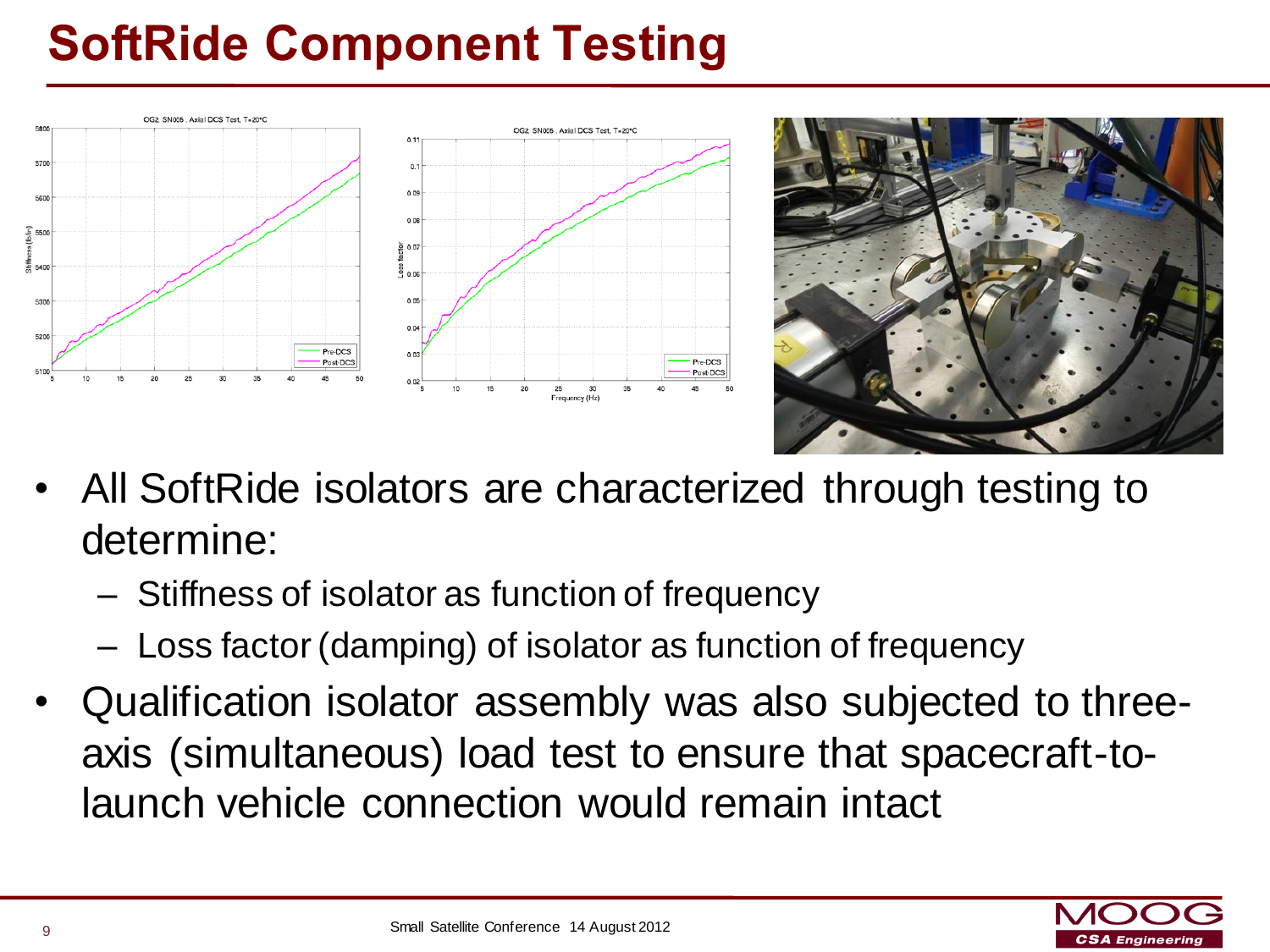# SoftRide Component Testing

- All SoftRide isolators are characterized through testing to determine:
  - Stiffness of isolator as function of frequency
  - Loss factor (damping) of isolator as function of frequency
- Qualification isolator assembly was also subjected to three-axis (simultaneous) load test to ensure that spacecraft-to-launch vehicle connection would remain intact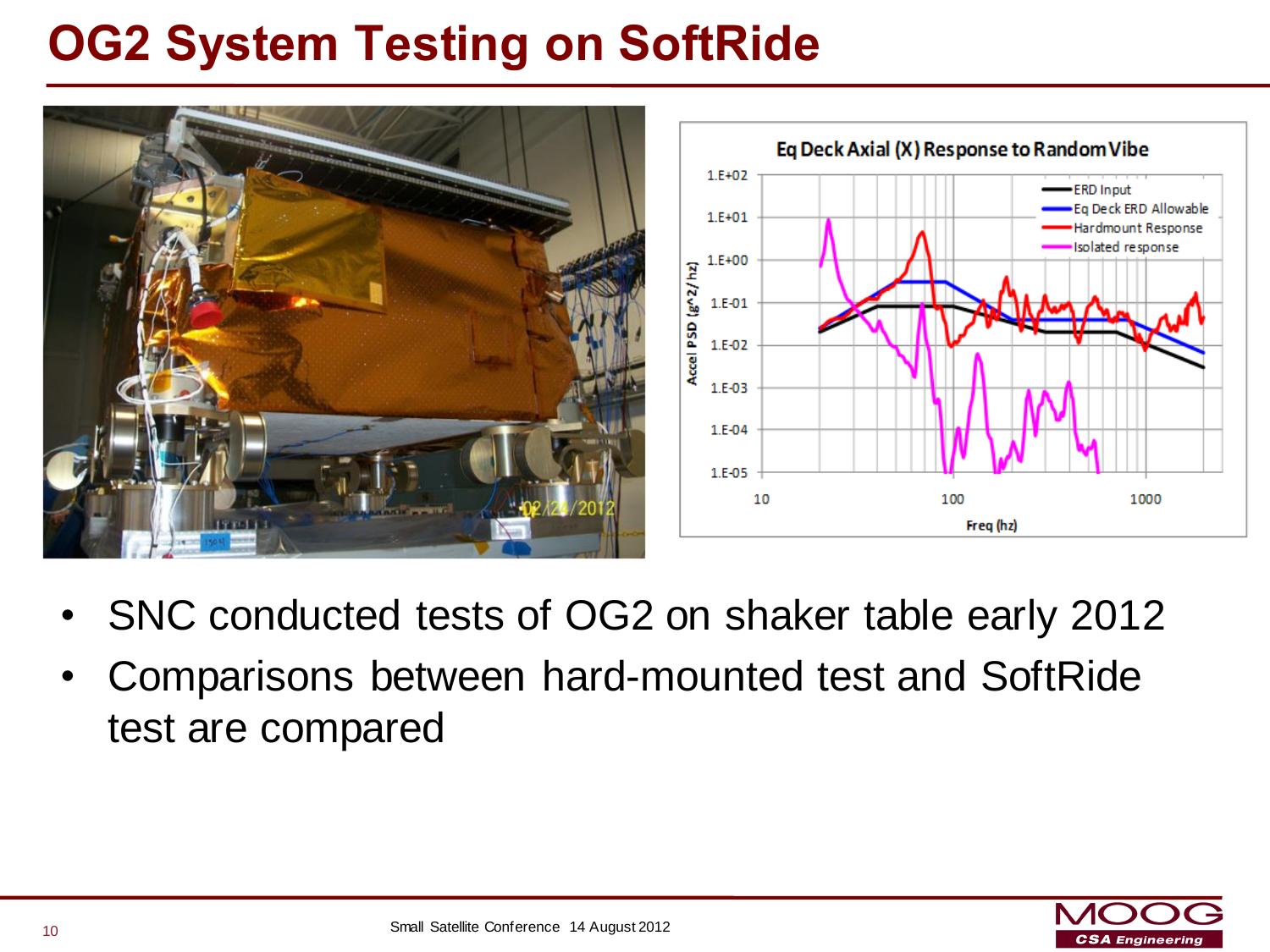# OG2 System Testing on SoftRide

- SNC conducted tests of OG2 on shaker table early 2012
- Comparisons between hard-mounted test and SoftRide test are compared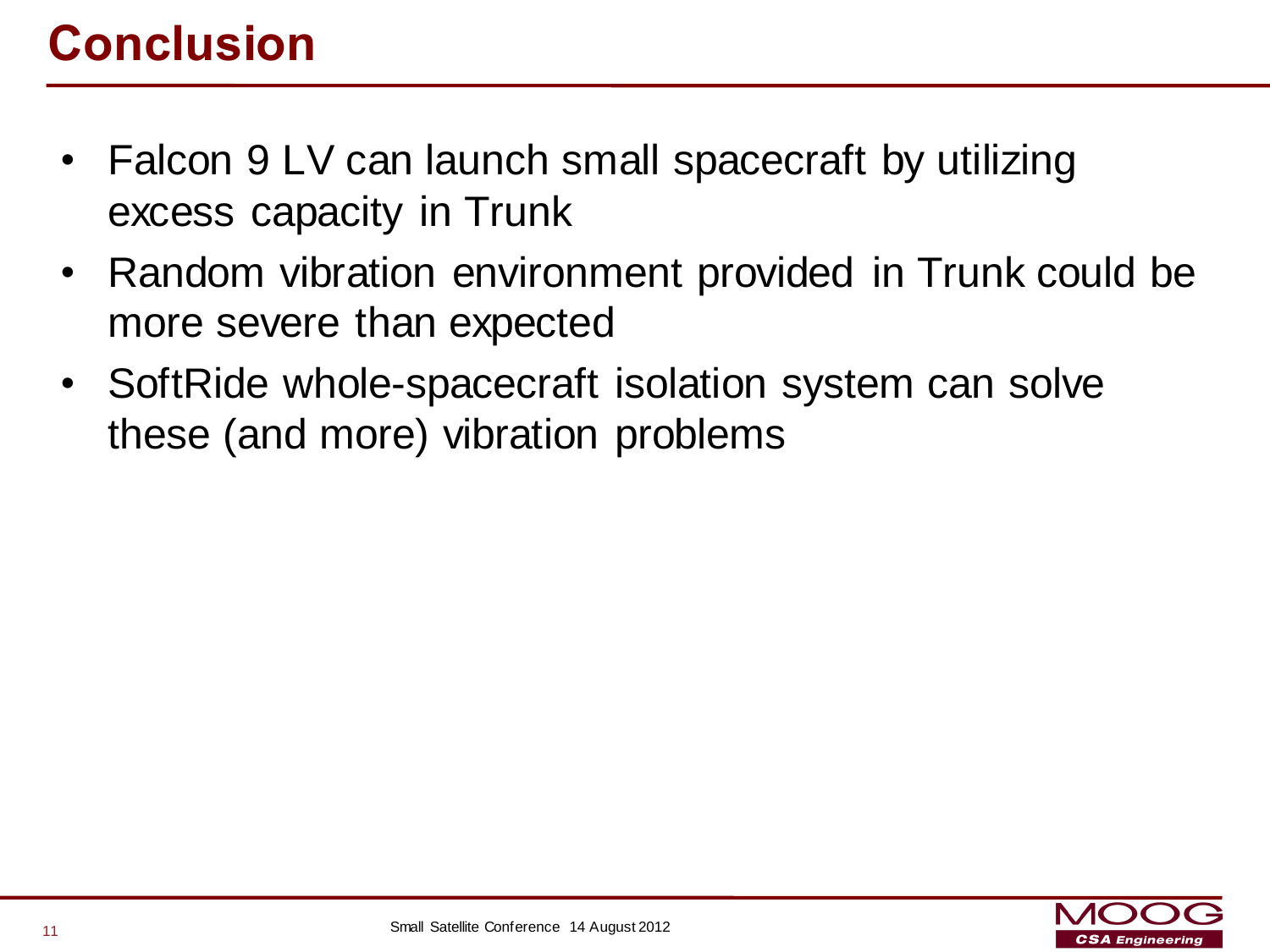# Conclusion

- Falcon 9 LV can launch small spacecraft by utilizing excess capacity in Trunk
- Random vibration environment provided in Trunk could be more severe than expected
- SoftRide whole-spacecraft isolation system can solve these (and more) vibration problems